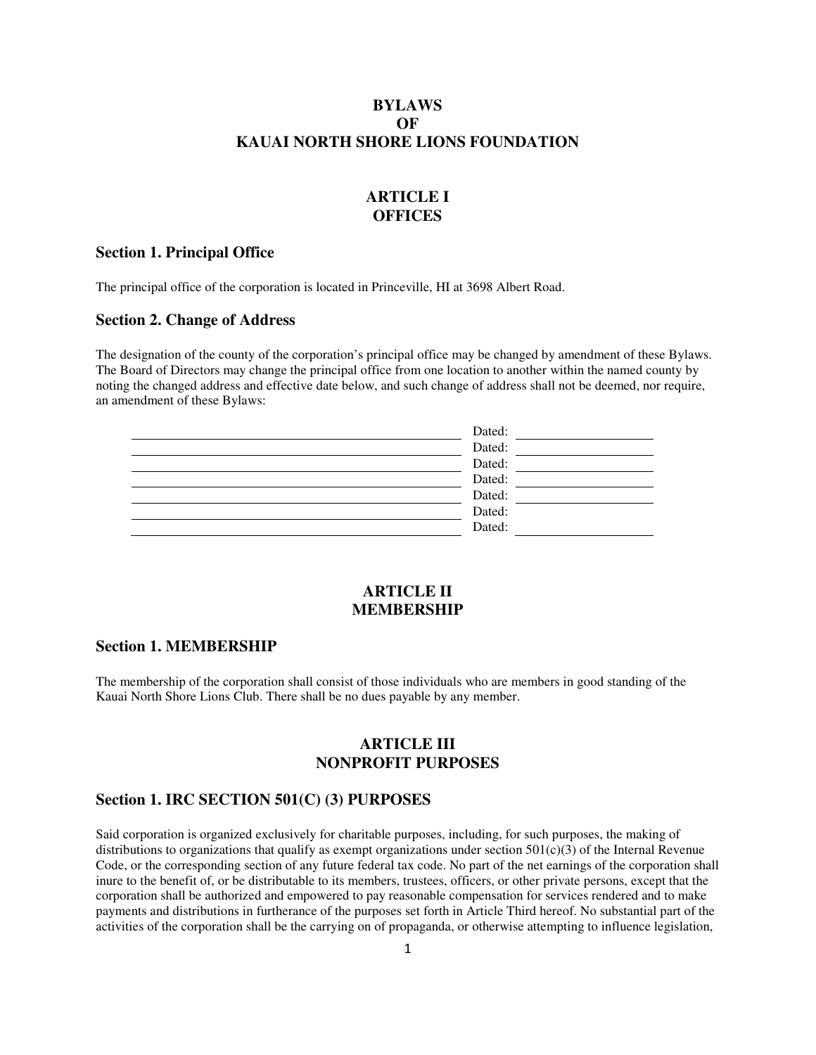# BYLAWS
# OF
# KAUAI NORTH SHORE LIONS FOUNDATION

## ARTICLE I
## OFFICES

### Section 1. Principal Office

The principal office of the corporation is located in Princeville, HI at 3698 Albert Road.

### Section 2. Change of Address

The designation of the county of the corporation's principal office may be changed by amendment of these Bylaws. The Board of Directors may change the principal office from one location to another within the named county by noting the changed address and effective date below, and such change of address shall not be deemed, nor require, an amendment of these Bylaws:

| | |
|---|---|
| ______________________________ | Dated: __________ |
| ______________________________ | Dated: __________ |
| ______________________________ | Dated: __________ |
| ______________________________ | Dated: __________ |
| ______________________________ | Dated: __________ |
| ______________________________ | Dated: |
| ______________________________ | Dated: __________ |

## ARTICLE II
## MEMBERSHIP

### Section 1. MEMBERSHIP

The membership of the corporation shall consist of those individuals who are members in good standing of the Kauai North Shore Lions Club. There shall be no dues payable by any member.

## ARTICLE III
## NONPROFIT PURPOSES

### Section 1. IRC SECTION 501(C) (3) PURPOSES

Said corporation is organized exclusively for charitable purposes, including, for such purposes, the making of distributions to organizations that qualify as exempt organizations under section 501(c)(3) of the Internal Revenue Code, or the corresponding section of any future federal tax code. No part of the net earnings of the corporation shall inure to the benefit of, or be distributable to its members, trustees, officers, or other private persons, except that the corporation shall be authorized and empowered to pay reasonable compensation for services rendered and to make payments and distributions in furtherance of the purposes set forth in Article Third hereof. No substantial part of the activities of the corporation shall be the carrying on of propaganda, or otherwise attempting to influence legislation,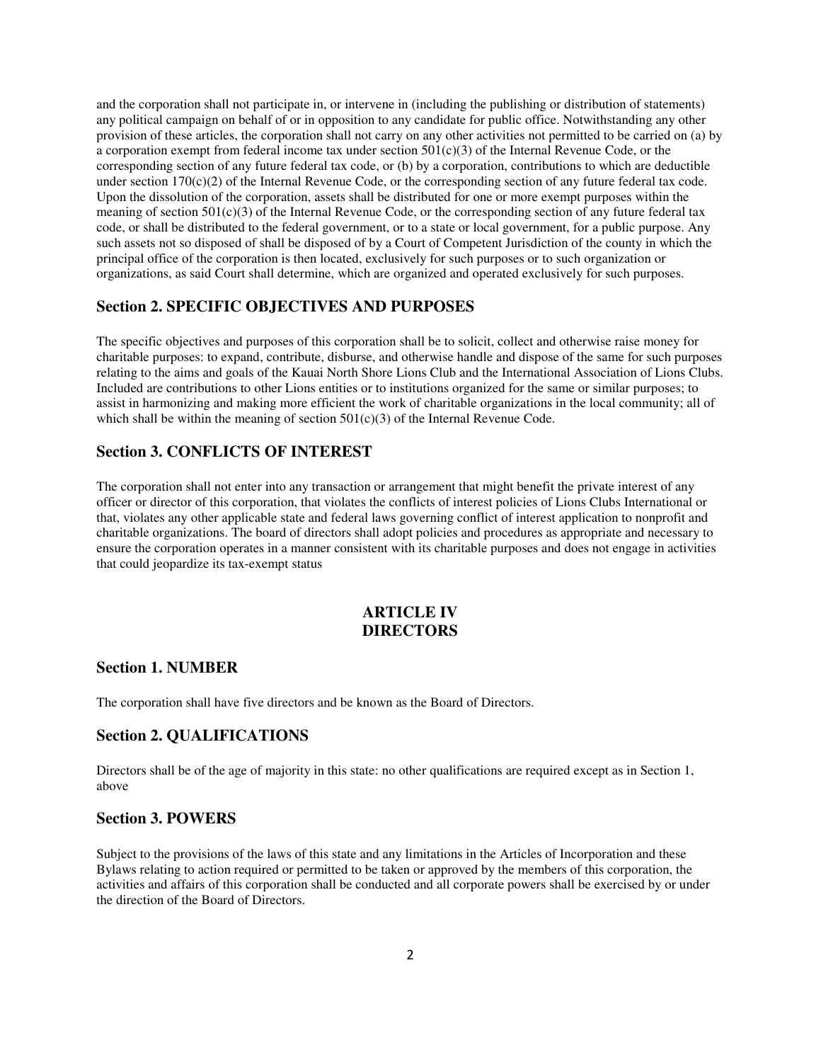and the corporation shall not participate in, or intervene in (including the publishing or distribution of statements) any political campaign on behalf of or in opposition to any candidate for public office. Notwithstanding any other provision of these articles, the corporation shall not carry on any other activities not permitted to be carried on (a) by a corporation exempt from federal income tax under section 501(c)(3) of the Internal Revenue Code, or the corresponding section of any future federal tax code, or (b) by a corporation, contributions to which are deductible under section 170(c)(2) of the Internal Revenue Code, or the corresponding section of any future federal tax code. Upon the dissolution of the corporation, assets shall be distributed for one or more exempt purposes within the meaning of section 501(c)(3) of the Internal Revenue Code, or the corresponding section of any future federal tax code, or shall be distributed to the federal government, or to a state or local government, for a public purpose. Any such assets not so disposed of shall be disposed of by a Court of Competent Jurisdiction of the county in which the principal office of the corporation is then located, exclusively for such purposes or to such organization or organizations, as said Court shall determine, which are organized and operated exclusively for such purposes.

### Section 2. SPECIFIC OBJECTIVES AND PURPOSES

The specific objectives and purposes of this corporation shall be to solicit, collect and otherwise raise money for charitable purposes: to expand, contribute, disburse, and otherwise handle and dispose of the same for such purposes relating to the aims and goals of the Kauai North Shore Lions Club and the International Association of Lions Clubs. Included are contributions to other Lions entities or to institutions organized for the same or similar purposes; to assist in harmonizing and making more efficient the work of charitable organizations in the local community; all of which shall be within the meaning of section 501(c)(3) of the Internal Revenue Code.

### Section 3. CONFLICTS OF INTEREST

The corporation shall not enter into any transaction or arrangement that might benefit the private interest of any officer or director of this corporation, that violates the conflicts of interest policies of Lions Clubs International or that, violates any other applicable state and federal laws governing conflict of interest application to nonprofit and charitable organizations. The board of directors shall adopt policies and procedures as appropriate and necessary to ensure the corporation operates in a manner consistent with its charitable purposes and does not engage in activities that could jeopardize its tax-exempt status

## ARTICLE IV
## DIRECTORS

### Section 1. NUMBER

The corporation shall have five directors and be known as the Board of Directors.

### Section 2. QUALIFICATIONS

Directors shall be of the age of majority in this state: no other qualifications are required except as in Section 1, above

### Section 3. POWERS

Subject to the provisions of the laws of this state and any limitations in the Articles of Incorporation and these Bylaws relating to action required or permitted to be taken or approved by the members of this corporation, the activities and affairs of this corporation shall be conducted and all corporate powers shall be exercised by or under the direction of the Board of Directors.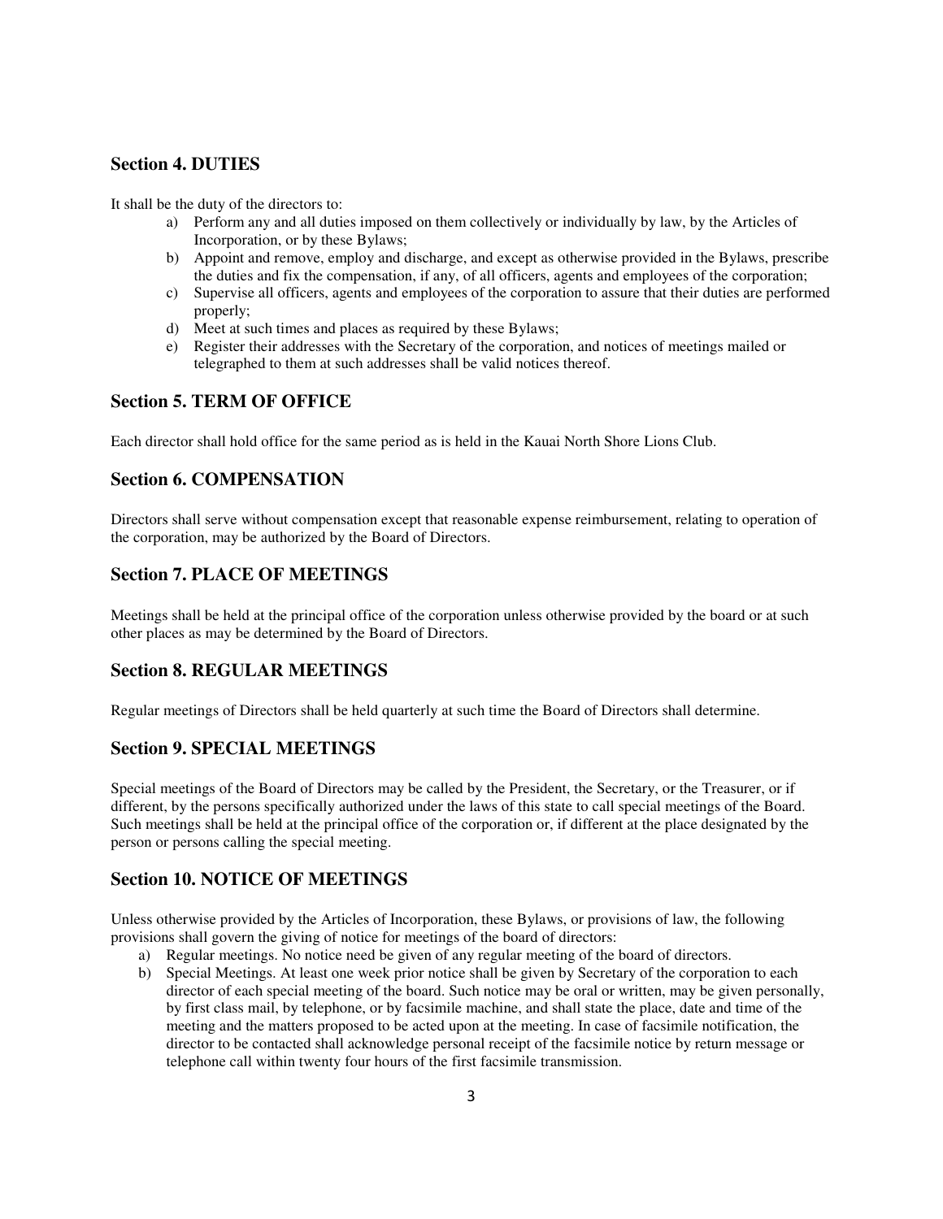## Section 4. DUTIES

It shall be the duty of the directors to:

a) Perform any and all duties imposed on them collectively or individually by law, by the Articles of Incorporation, or by these Bylaws;
b) Appoint and remove, employ and discharge, and except as otherwise provided in the Bylaws, prescribe the duties and fix the compensation, if any, of all officers, agents and employees of the corporation;
c) Supervise all officers, agents and employees of the corporation to assure that their duties are performed properly;
d) Meet at such times and places as required by these Bylaws;
e) Register their addresses with the Secretary of the corporation, and notices of meetings mailed or telegraphed to them at such addresses shall be valid notices thereof.

## Section 5. TERM OF OFFICE

Each director shall hold office for the same period as is held in the Kauai North Shore Lions Club.

## Section 6. COMPENSATION

Directors shall serve without compensation except that reasonable expense reimbursement, relating to operation of the corporation, may be authorized by the Board of Directors.

## Section 7. PLACE OF MEETINGS

Meetings shall be held at the principal office of the corporation unless otherwise provided by the board or at such other places as may be determined by the Board of Directors.

## Section 8. REGULAR MEETINGS

Regular meetings of Directors shall be held quarterly at such time the Board of Directors shall determine.

## Section 9. SPECIAL MEETINGS

Special meetings of the Board of Directors may be called by the President, the Secretary, or the Treasurer, or if different, by the persons specifically authorized under the laws of this state to call special meetings of the Board. Such meetings shall be held at the principal office of the corporation or, if different at the place designated by the person or persons calling the special meeting.

## Section 10. NOTICE OF MEETINGS

Unless otherwise provided by the Articles of Incorporation, these Bylaws, or provisions of law, the following provisions shall govern the giving of notice for meetings of the board of directors:

a) Regular meetings. No notice need be given of any regular meeting of the board of directors.
b) Special Meetings. At least one week prior notice shall be given by Secretary of the corporation to each director of each special meeting of the board. Such notice may be oral or written, may be given personally, by first class mail, by telephone, or by facsimile machine, and shall state the place, date and time of the meeting and the matters proposed to be acted upon at the meeting. In case of facsimile notification, the director to be contacted shall acknowledge personal receipt of the facsimile notice by return message or telephone call within twenty four hours of the first facsimile transmission.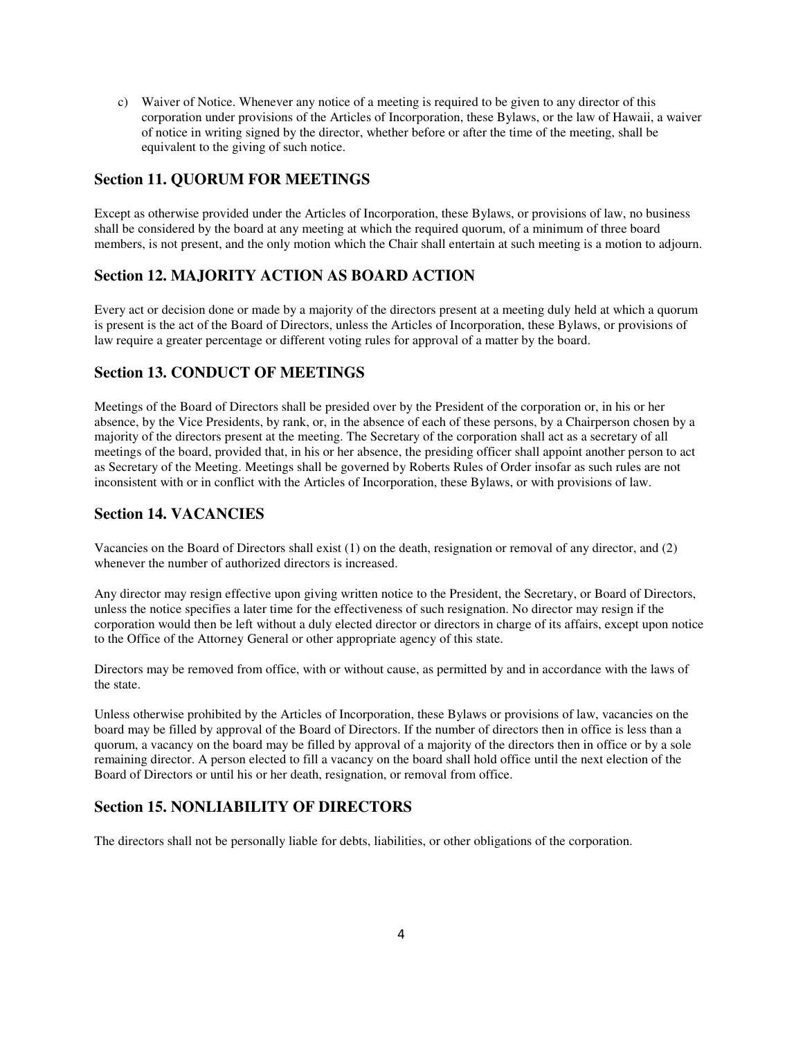c) Waiver of Notice. Whenever any notice of a meeting is required to be given to any director of this corporation under provisions of the Articles of Incorporation, these Bylaws, or the law of Hawaii, a waiver of notice in writing signed by the director, whether before or after the time of the meeting, shall be equivalent to the giving of such notice.

## Section 11. QUORUM FOR MEETINGS

Except as otherwise provided under the Articles of Incorporation, these Bylaws, or provisions of law, no business shall be considered by the board at any meeting at which the required quorum, of a minimum of three board members, is not present, and the only motion which the Chair shall entertain at such meeting is a motion to adjourn.

## Section 12. MAJORITY ACTION AS BOARD ACTION

Every act or decision done or made by a majority of the directors present at a meeting duly held at which a quorum is present is the act of the Board of Directors, unless the Articles of Incorporation, these Bylaws, or provisions of law require a greater percentage or different voting rules for approval of a matter by the board.

## Section 13. CONDUCT OF MEETINGS

Meetings of the Board of Directors shall be presided over by the President of the corporation or, in his or her absence, by the Vice Presidents, by rank, or, in the absence of each of these persons, by a Chairperson chosen by a majority of the directors present at the meeting. The Secretary of the corporation shall act as a secretary of all meetings of the board, provided that, in his or her absence, the presiding officer shall appoint another person to act as Secretary of the Meeting. Meetings shall be governed by Roberts Rules of Order insofar as such rules are not inconsistent with or in conflict with the Articles of Incorporation, these Bylaws, or with provisions of law.

## Section 14. VACANCIES

Vacancies on the Board of Directors shall exist (1) on the death, resignation or removal of any director, and (2) whenever the number of authorized directors is increased.

Any director may resign effective upon giving written notice to the President, the Secretary, or Board of Directors, unless the notice specifies a later time for the effectiveness of such resignation. No director may resign if the corporation would then be left without a duly elected director or directors in charge of its affairs, except upon notice to the Office of the Attorney General or other appropriate agency of this state.

Directors may be removed from office, with or without cause, as permitted by and in accordance with the laws of the state.

Unless otherwise prohibited by the Articles of Incorporation, these Bylaws or provisions of law, vacancies on the board may be filled by approval of the Board of Directors. If the number of directors then in office is less than a quorum, a vacancy on the board may be filled by approval of a majority of the directors then in office or by a sole remaining director. A person elected to fill a vacancy on the board shall hold office until the next election of the Board of Directors or until his or her death, resignation, or removal from office.

## Section 15. NONLIABILITY OF DIRECTORS

The directors shall not be personally liable for debts, liabilities, or other obligations of the corporation.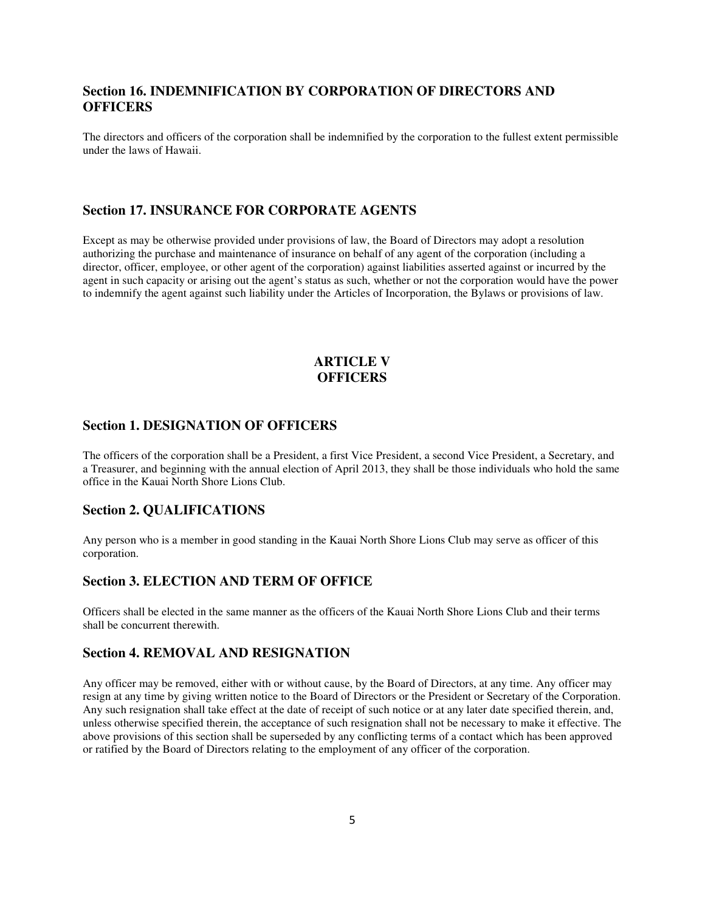## Section 16. INDEMNIFICATION BY CORPORATION OF DIRECTORS AND OFFICERS

The directors and officers of the corporation shall be indemnified by the corporation to the fullest extent permissible under the laws of Hawaii.

## Section 17. INSURANCE FOR CORPORATE AGENTS

Except as may be otherwise provided under provisions of law, the Board of Directors may adopt a resolution authorizing the purchase and maintenance of insurance on behalf of any agent of the corporation (including a director, officer, employee, or other agent of the corporation) against liabilities asserted against or incurred by the agent in such capacity or arising out the agent's status as such, whether or not the corporation would have the power to indemnify the agent against such liability under the Articles of Incorporation, the Bylaws or provisions of law.

# ARTICLE V
# OFFICERS

## Section 1. DESIGNATION OF OFFICERS

The officers of the corporation shall be a President, a first Vice President, a second Vice President, a Secretary, and a Treasurer, and beginning with the annual election of April 2013, they shall be those individuals who hold the same office in the Kauai North Shore Lions Club.

## Section 2. QUALIFICATIONS

Any person who is a member in good standing in the Kauai North Shore Lions Club may serve as officer of this corporation.

## Section 3. ELECTION AND TERM OF OFFICE

Officers shall be elected in the same manner as the officers of the Kauai North Shore Lions Club and their terms shall be concurrent therewith.

## Section 4. REMOVAL AND RESIGNATION

Any officer may be removed, either with or without cause, by the Board of Directors, at any time. Any officer may resign at any time by giving written notice to the Board of Directors or the President or Secretary of the Corporation. Any such resignation shall take effect at the date of receipt of such notice or at any later date specified therein, and, unless otherwise specified therein, the acceptance of such resignation shall not be necessary to make it effective. The above provisions of this section shall be superseded by any conflicting terms of a contact which has been approved or ratified by the Board of Directors relating to the employment of any officer of the corporation.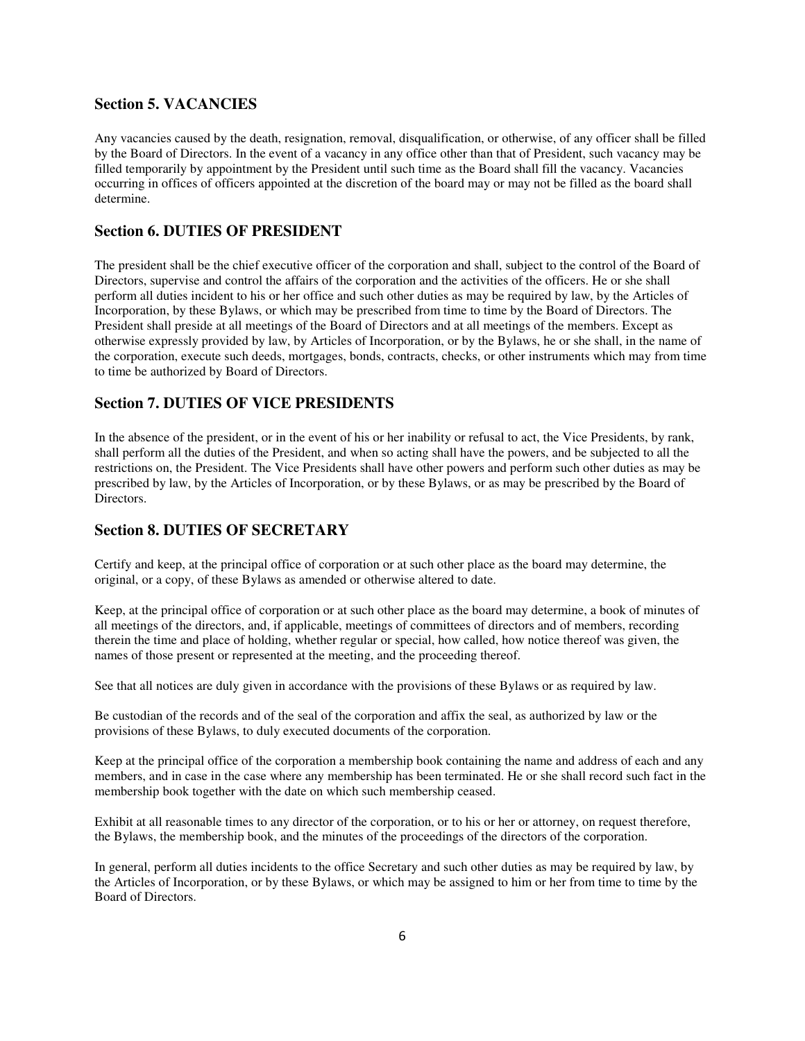## Section 5. VACANCIES

Any vacancies caused by the death, resignation, removal, disqualification, or otherwise, of any officer shall be filled by the Board of Directors. In the event of a vacancy in any office other than that of President, such vacancy may be filled temporarily by appointment by the President until such time as the Board shall fill the vacancy. Vacancies occurring in offices of officers appointed at the discretion of the board may or may not be filled as the board shall determine.

## Section 6. DUTIES OF PRESIDENT

The president shall be the chief executive officer of the corporation and shall, subject to the control of the Board of Directors, supervise and control the affairs of the corporation and the activities of the officers. He or she shall perform all duties incident to his or her office and such other duties as may be required by law, by the Articles of Incorporation, by these Bylaws, or which may be prescribed from time to time by the Board of Directors. The President shall preside at all meetings of the Board of Directors and at all meetings of the members. Except as otherwise expressly provided by law, by Articles of Incorporation, or by the Bylaws, he or she shall, in the name of the corporation, execute such deeds, mortgages, bonds, contracts, checks, or other instruments which may from time to time be authorized by Board of Directors.

## Section 7. DUTIES OF VICE PRESIDENTS

In the absence of the president, or in the event of his or her inability or refusal to act, the Vice Presidents, by rank, shall perform all the duties of the President, and when so acting shall have the powers, and be subjected to all the restrictions on, the President. The Vice Presidents shall have other powers and perform such other duties as may be prescribed by law, by the Articles of Incorporation, or by these Bylaws, or as may be prescribed by the Board of Directors.

## Section 8. DUTIES OF SECRETARY

Certify and keep, at the principal office of corporation or at such other place as the board may determine, the original, or a copy, of these Bylaws as amended or otherwise altered to date.

Keep, at the principal office of corporation or at such other place as the board may determine, a book of minutes of all meetings of the directors, and, if applicable, meetings of committees of directors and of members, recording therein the time and place of holding, whether regular or special, how called, how notice thereof was given, the names of those present or represented at the meeting, and the proceeding thereof.

See that all notices are duly given in accordance with the provisions of these Bylaws or as required by law.

Be custodian of the records and of the seal of the corporation and affix the seal, as authorized by law or the provisions of these Bylaws, to duly executed documents of the corporation.

Keep at the principal office of the corporation a membership book containing the name and address of each and any members, and in case in the case where any membership has been terminated. He or she shall record such fact in the membership book together with the date on which such membership ceased.

Exhibit at all reasonable times to any director of the corporation, or to his or her or attorney, on request therefore, the Bylaws, the membership book, and the minutes of the proceedings of the directors of the corporation.

In general, perform all duties incidents to the office Secretary and such other duties as may be required by law, by the Articles of Incorporation, or by these Bylaws, or which may be assigned to him or her from time to time by the Board of Directors.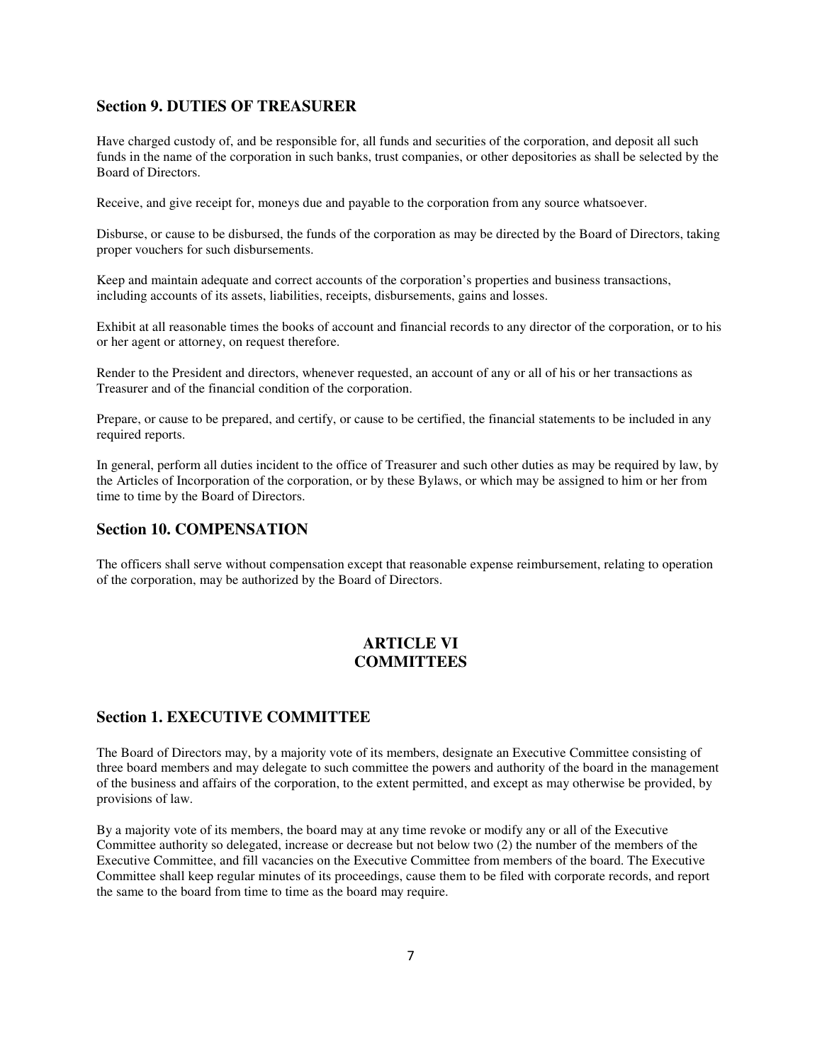## Section 9. DUTIES OF TREASURER

Have charged custody of, and be responsible for, all funds and securities of the corporation, and deposit all such funds in the name of the corporation in such banks, trust companies, or other depositories as shall be selected by the Board of Directors.

Receive, and give receipt for, moneys due and payable to the corporation from any source whatsoever.

Disburse, or cause to be disbursed, the funds of the corporation as may be directed by the Board of Directors, taking proper vouchers for such disbursements.

Keep and maintain adequate and correct accounts of the corporation's properties and business transactions, including accounts of its assets, liabilities, receipts, disbursements, gains and losses.

Exhibit at all reasonable times the books of account and financial records to any director of the corporation, or to his or her agent or attorney, on request therefore.

Render to the President and directors, whenever requested, an account of any or all of his or her transactions as Treasurer and of the financial condition of the corporation.

Prepare, or cause to be prepared, and certify, or cause to be certified, the financial statements to be included in any required reports.

In general, perform all duties incident to the office of Treasurer and such other duties as may be required by law, by the Articles of Incorporation of the corporation, or by these Bylaws, or which may be assigned to him or her from time to time by the Board of Directors.

## Section 10. COMPENSATION

The officers shall serve without compensation except that reasonable expense reimbursement, relating to operation of the corporation, may be authorized by the Board of Directors.

# ARTICLE VI
# COMMITTEES

## Section 1. EXECUTIVE COMMITTEE

The Board of Directors may, by a majority vote of its members, designate an Executive Committee consisting of three board members and may delegate to such committee the powers and authority of the board in the management of the business and affairs of the corporation, to the extent permitted, and except as may otherwise be provided, by provisions of law.

By a majority vote of its members, the board may at any time revoke or modify any or all of the Executive Committee authority so delegated, increase or decrease but not below two (2) the number of the members of the Executive Committee, and fill vacancies on the Executive Committee from members of the board. The Executive Committee shall keep regular minutes of its proceedings, cause them to be filed with corporate records, and report the same to the board from time to time as the board may require.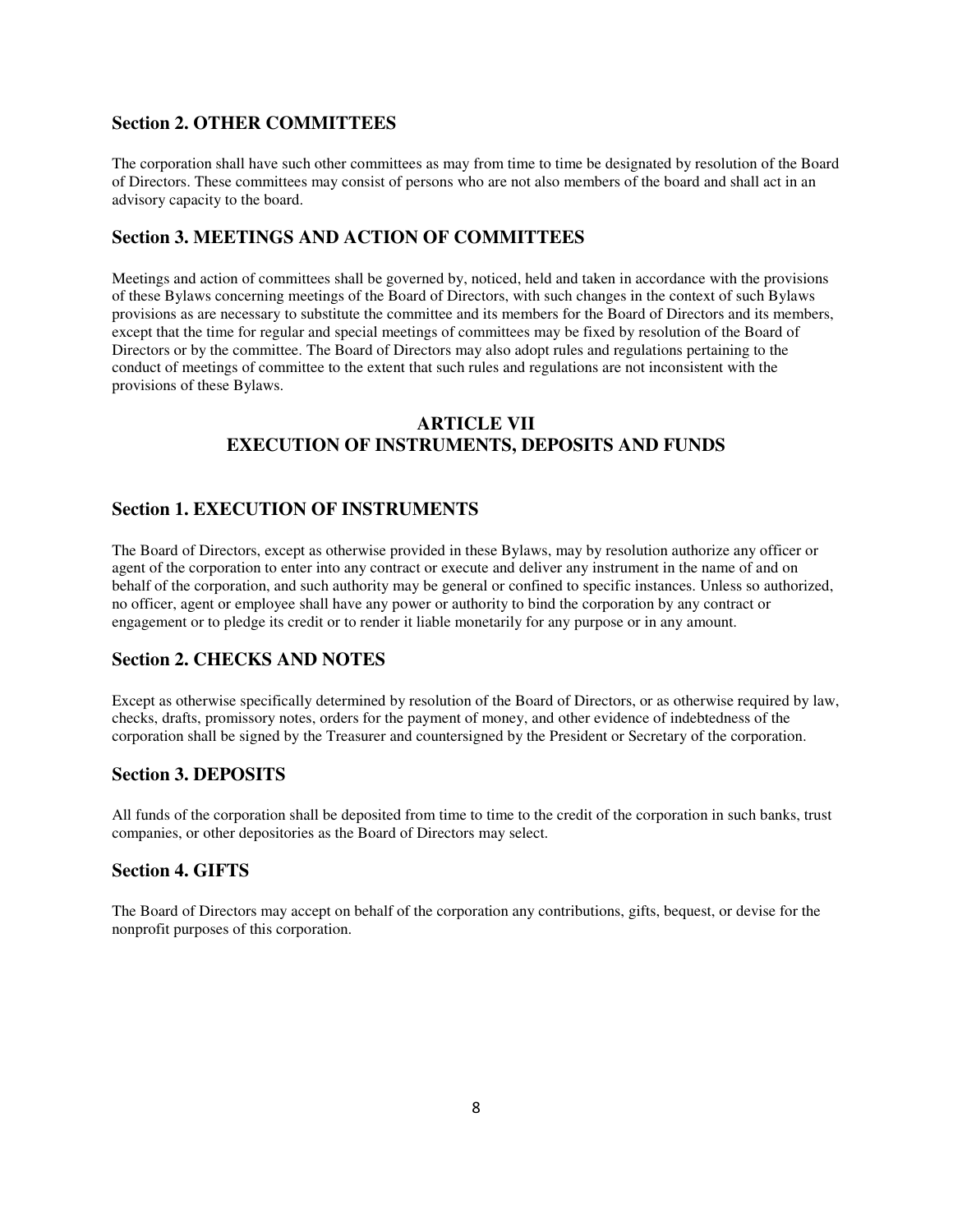## Section 2. OTHER COMMITTEES

The corporation shall have such other committees as may from time to time be designated by resolution of the Board of Directors. These committees may consist of persons who are not also members of the board and shall act in an advisory capacity to the board.

## Section 3. MEETINGS AND ACTION OF COMMITTEES

Meetings and action of committees shall be governed by, noticed, held and taken in accordance with the provisions of these Bylaws concerning meetings of the Board of Directors, with such changes in the context of such Bylaws provisions as are necessary to substitute the committee and its members for the Board of Directors and its members, except that the time for regular and special meetings of committees may be fixed by resolution of the Board of Directors or by the committee. The Board of Directors may also adopt rules and regulations pertaining to the conduct of meetings of committee to the extent that such rules and regulations are not inconsistent with the provisions of these Bylaws.

# ARTICLE VII
# EXECUTION OF INSTRUMENTS, DEPOSITS AND FUNDS

## Section 1. EXECUTION OF INSTRUMENTS

The Board of Directors, except as otherwise provided in these Bylaws, may by resolution authorize any officer or agent of the corporation to enter into any contract or execute and deliver any instrument in the name of and on behalf of the corporation, and such authority may be general or confined to specific instances. Unless so authorized, no officer, agent or employee shall have any power or authority to bind the corporation by any contract or engagement or to pledge its credit or to render it liable monetarily for any purpose or in any amount.

## Section 2. CHECKS AND NOTES

Except as otherwise specifically determined by resolution of the Board of Directors, or as otherwise required by law, checks, drafts, promissory notes, orders for the payment of money, and other evidence of indebtedness of the corporation shall be signed by the Treasurer and countersigned by the President or Secretary of the corporation.

## Section 3. DEPOSITS

All funds of the corporation shall be deposited from time to time to the credit of the corporation in such banks, trust companies, or other depositories as the Board of Directors may select.

## Section 4. GIFTS

The Board of Directors may accept on behalf of the corporation any contributions, gifts, bequest, or devise for the nonprofit purposes of this corporation.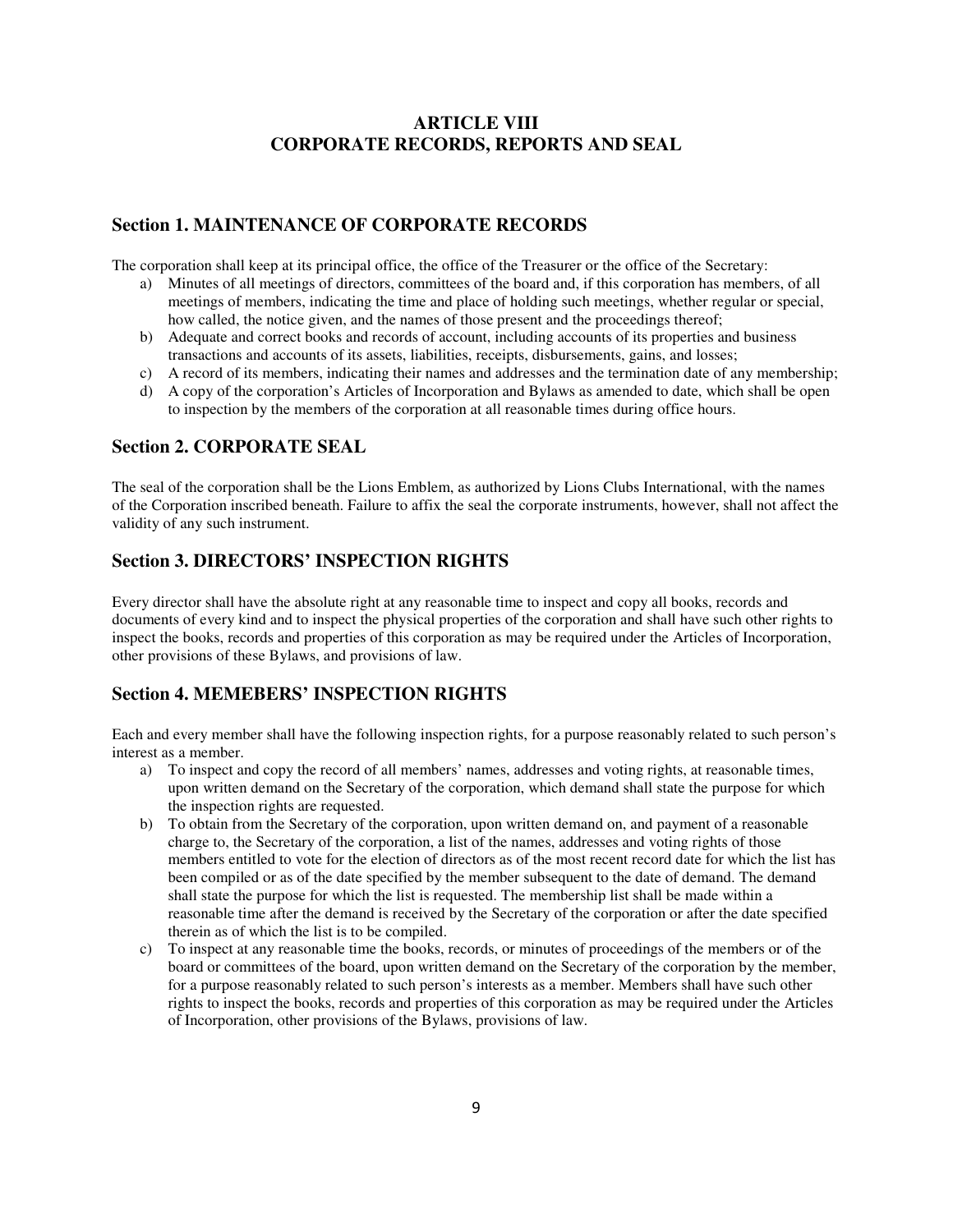# ARTICLE VIII
# CORPORATE RECORDS, REPORTS AND SEAL

## Section 1. MAINTENANCE OF CORPORATE RECORDS

The corporation shall keep at its principal office, the office of the Treasurer or the office of the Secretary:

a) Minutes of all meetings of directors, committees of the board and, if this corporation has members, of all meetings of members, indicating the time and place of holding such meetings, whether regular or special, how called, the notice given, and the names of those present and the proceedings thereof;
b) Adequate and correct books and records of account, including accounts of its properties and business transactions and accounts of its assets, liabilities, receipts, disbursements, gains, and losses;
c) A record of its members, indicating their names and addresses and the termination date of any membership;
d) A copy of the corporation's Articles of Incorporation and Bylaws as amended to date, which shall be open to inspection by the members of the corporation at all reasonable times during office hours.

## Section 2. CORPORATE SEAL

The seal of the corporation shall be the Lions Emblem, as authorized by Lions Clubs International, with the names of the Corporation inscribed beneath. Failure to affix the seal the corporate instruments, however, shall not affect the validity of any such instrument.

## Section 3. DIRECTORS' INSPECTION RIGHTS

Every director shall have the absolute right at any reasonable time to inspect and copy all books, records and documents of every kind and to inspect the physical properties of the corporation and shall have such other rights to inspect the books, records and properties of this corporation as may be required under the Articles of Incorporation, other provisions of these Bylaws, and provisions of law.

## Section 4. MEMEBERS' INSPECTION RIGHTS

Each and every member shall have the following inspection rights, for a purpose reasonably related to such person's interest as a member.

a) To inspect and copy the record of all members' names, addresses and voting rights, at reasonable times, upon written demand on the Secretary of the corporation, which demand shall state the purpose for which the inspection rights are requested.
b) To obtain from the Secretary of the corporation, upon written demand on, and payment of a reasonable charge to, the Secretary of the corporation, a list of the names, addresses and voting rights of those members entitled to vote for the election of directors as of the most recent record date for which the list has been compiled or as of the date specified by the member subsequent to the date of demand. The demand shall state the purpose for which the list is requested. The membership list shall be made within a reasonable time after the demand is received by the Secretary of the corporation or after the date specified therein as of which the list is to be compiled.
c) To inspect at any reasonable time the books, records, or minutes of proceedings of the members or of the board or committees of the board, upon written demand on the Secretary of the corporation by the member, for a purpose reasonably related to such person's interests as a member. Members shall have such other rights to inspect the books, records and properties of this corporation as may be required under the Articles of Incorporation, other provisions of the Bylaws, provisions of law.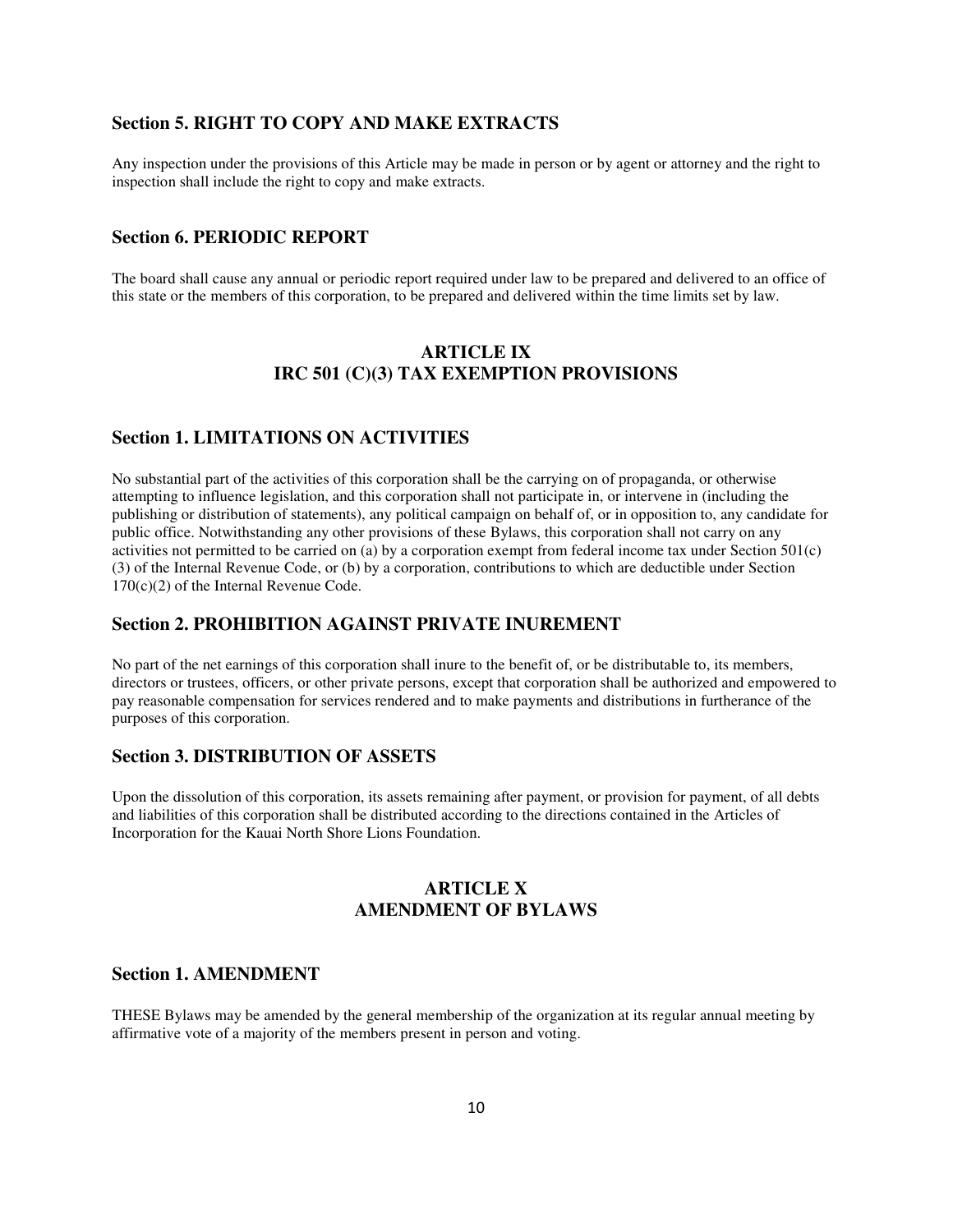### Section 5. RIGHT TO COPY AND MAKE EXTRACTS

Any inspection under the provisions of this Article may be made in person or by agent or attorney and the right to inspection shall include the right to copy and make extracts.

### Section 6. PERIODIC REPORT

The board shall cause any annual or periodic report required under law to be prepared and delivered to an office of this state or the members of this corporation, to be prepared and delivered within the time limits set by law.

## ARTICLE IX
## IRC 501 (C)(3) TAX EXEMPTION PROVISIONS

### Section 1. LIMITATIONS ON ACTIVITIES

No substantial part of the activities of this corporation shall be the carrying on of propaganda, or otherwise attempting to influence legislation, and this corporation shall not participate in, or intervene in (including the publishing or distribution of statements), any political campaign on behalf of, or in opposition to, any candidate for public office. Notwithstanding any other provisions of these Bylaws, this corporation shall not carry on any activities not permitted to be carried on (a) by a corporation exempt from federal income tax under Section 501(c)(3) of the Internal Revenue Code, or (b) by a corporation, contributions to which are deductible under Section 170(c)(2) of the Internal Revenue Code.

### Section 2. PROHIBITION AGAINST PRIVATE INUREMENT

No part of the net earnings of this corporation shall inure to the benefit of, or be distributable to, its members, directors or trustees, officers, or other private persons, except that corporation shall be authorized and empowered to pay reasonable compensation for services rendered and to make payments and distributions in furtherance of the purposes of this corporation.

### Section 3. DISTRIBUTION OF ASSETS

Upon the dissolution of this corporation, its assets remaining after payment, or provision for payment, of all debts and liabilities of this corporation shall be distributed according to the directions contained in the Articles of Incorporation for the Kauai North Shore Lions Foundation.

## ARTICLE X
## AMENDMENT OF BYLAWS

### Section 1. AMENDMENT

THESE Bylaws may be amended by the general membership of the organization at its regular annual meeting by affirmative vote of a majority of the members present in person and voting.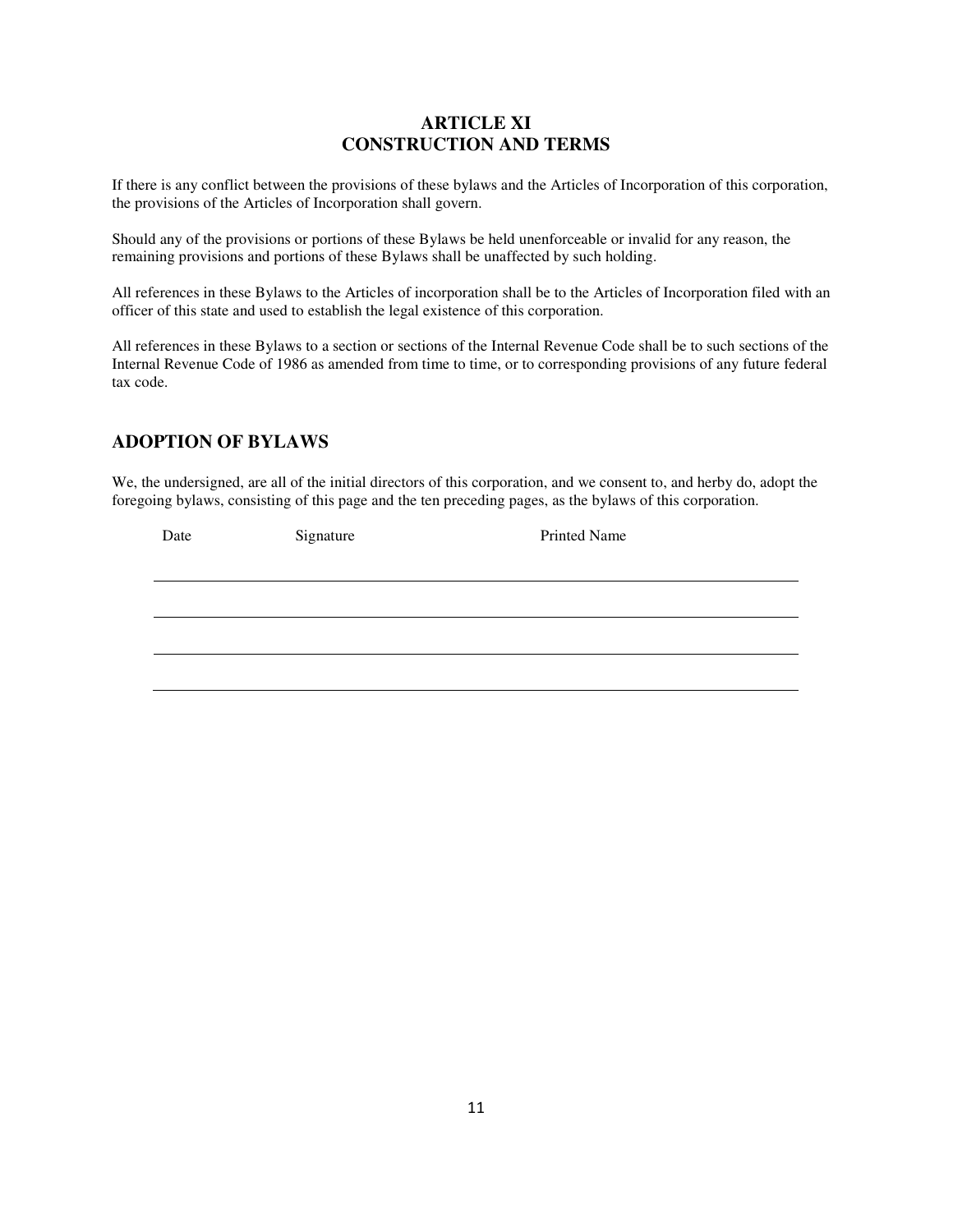## ARTICLE XI
## CONSTRUCTION AND TERMS

If there is any conflict between the provisions of these bylaws and the Articles of Incorporation of this corporation, the provisions of the Articles of Incorporation shall govern.

Should any of the provisions or portions of these Bylaws be held unenforceable or invalid for any reason, the remaining provisions and portions of these Bylaws shall be unaffected by such holding.

All references in these Bylaws to the Articles of incorporation shall be to the Articles of Incorporation filed with an officer of this state and used to establish the legal existence of this corporation.

All references in these Bylaws to a section or sections of the Internal Revenue Code shall be to such sections of the Internal Revenue Code of 1986 as amended from time to time, or to corresponding provisions of any future federal tax code.

## ADOPTION OF BYLAWS

We, the undersigned, are all of the initial directors of this corporation, and we consent to, and herby do, adopt the foregoing bylaws, consisting of this page and the ten preceding pages, as the bylaws of this corporation.

| Date | Signature | Printed Name |
|---|---|---|
| | | |
| | | |
| | | |
| | | |